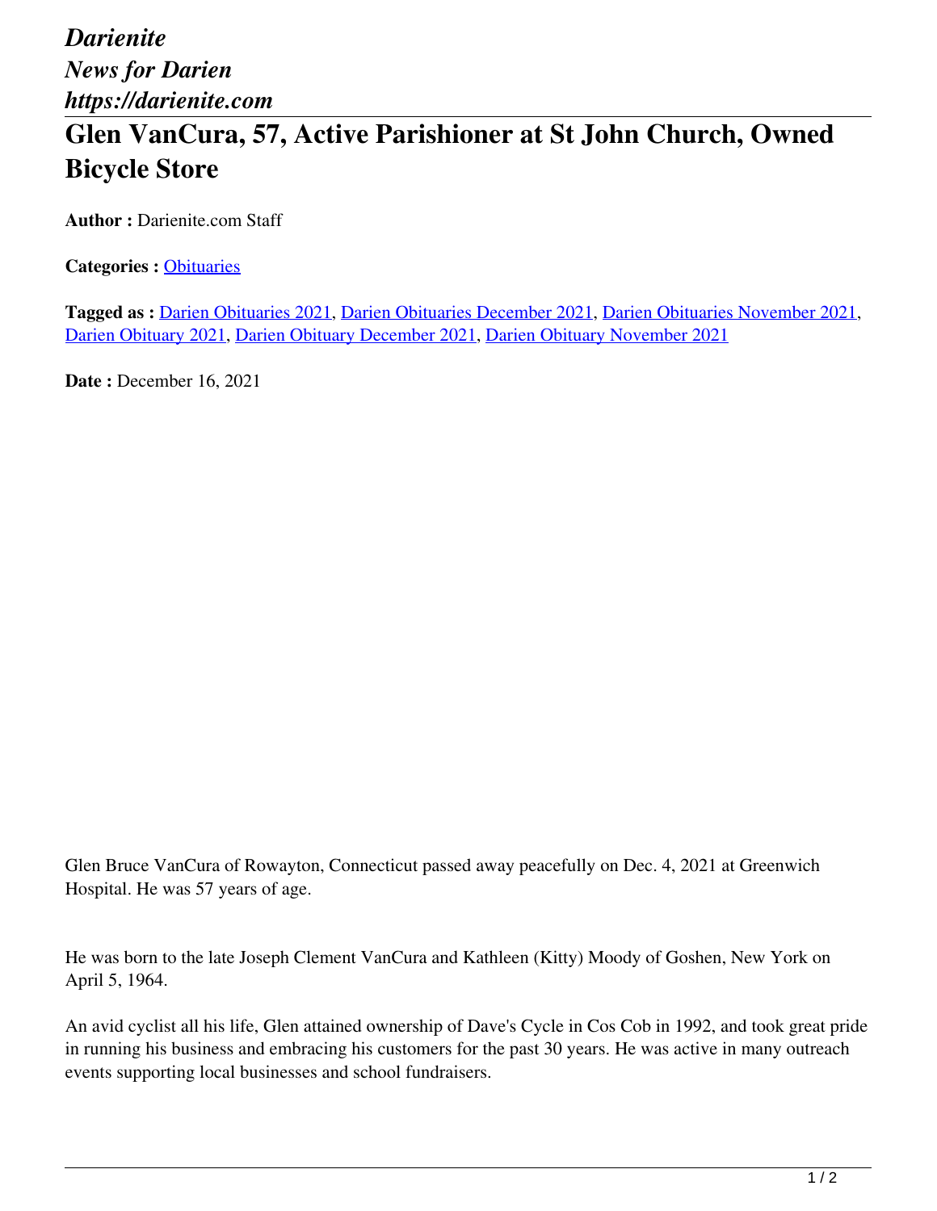*Darienite*
*News for Darien*
*https://darienite.com*

# Glen VanCura, 57, Active Parishioner at St John Church, Owned Bicycle Store

**Author :** Darienite.com Staff

**Categories :** Obituaries

**Tagged as :** Darien Obituaries 2021, Darien Obituaries December 2021, Darien Obituaries November 2021, Darien Obituary 2021, Darien Obituary December 2021, Darien Obituary November 2021

**Date :** December 16, 2021

Glen Bruce VanCura of Rowayton, Connecticut passed away peacefully on Dec. 4, 2021 at Greenwich Hospital. He was 57 years of age.

He was born to the late Joseph Clement VanCura and Kathleen (Kitty) Moody of Goshen, New York on April 5, 1964.

An avid cyclist all his life, Glen attained ownership of Dave's Cycle in Cos Cob in 1992, and took great pride in running his business and embracing his customers for the past 30 years. He was active in many outreach events supporting local businesses and school fundraisers.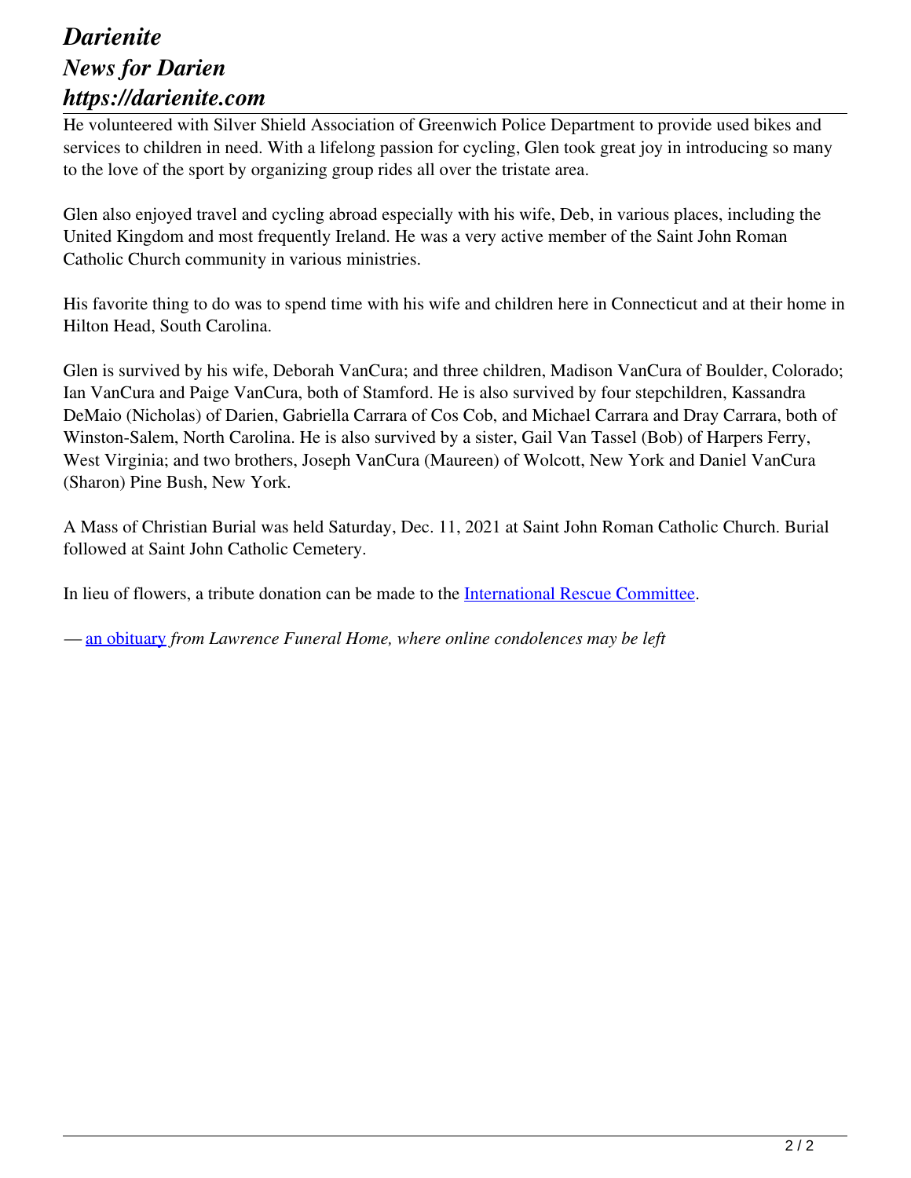He volunteered with Silver Shield Association of Greenwich Police Department to provide used bikes and services to children in need. With a lifelong passion for cycling, Glen took great joy in introducing so many to the love of the sport by organizing group rides all over the tristate area.

Glen also enjoyed travel and cycling abroad especially with his wife, Deb, in various places, including the United Kingdom and most frequently Ireland. He was a very active member of the Saint John Roman Catholic Church community in various ministries.

His favorite thing to do was to spend time with his wife and children here in Connecticut and at their home in Hilton Head, South Carolina.

Glen is survived by his wife, Deborah VanCura; and three children, Madison VanCura of Boulder, Colorado; Ian VanCura and Paige VanCura, both of Stamford. He is also survived by four stepchildren, Kassandra DeMaio (Nicholas) of Darien, Gabriella Carrara of Cos Cob, and Michael Carrara and Dray Carrara, both of Winston-Salem, North Carolina. He is also survived by a sister, Gail Van Tassel (Bob) of Harpers Ferry, West Virginia; and two brothers, Joseph VanCura (Maureen) of Wolcott, New York and Daniel VanCura (Sharon) Pine Bush, New York.

A Mass of Christian Burial was held Saturday, Dec. 11, 2021 at Saint John Roman Catholic Church. Burial followed at Saint John Catholic Cemetery.

In lieu of flowers, a tribute donation can be made to the International Rescue Committee.

— an obituary *from Lawrence Funeral Home, where online condolences may be left*